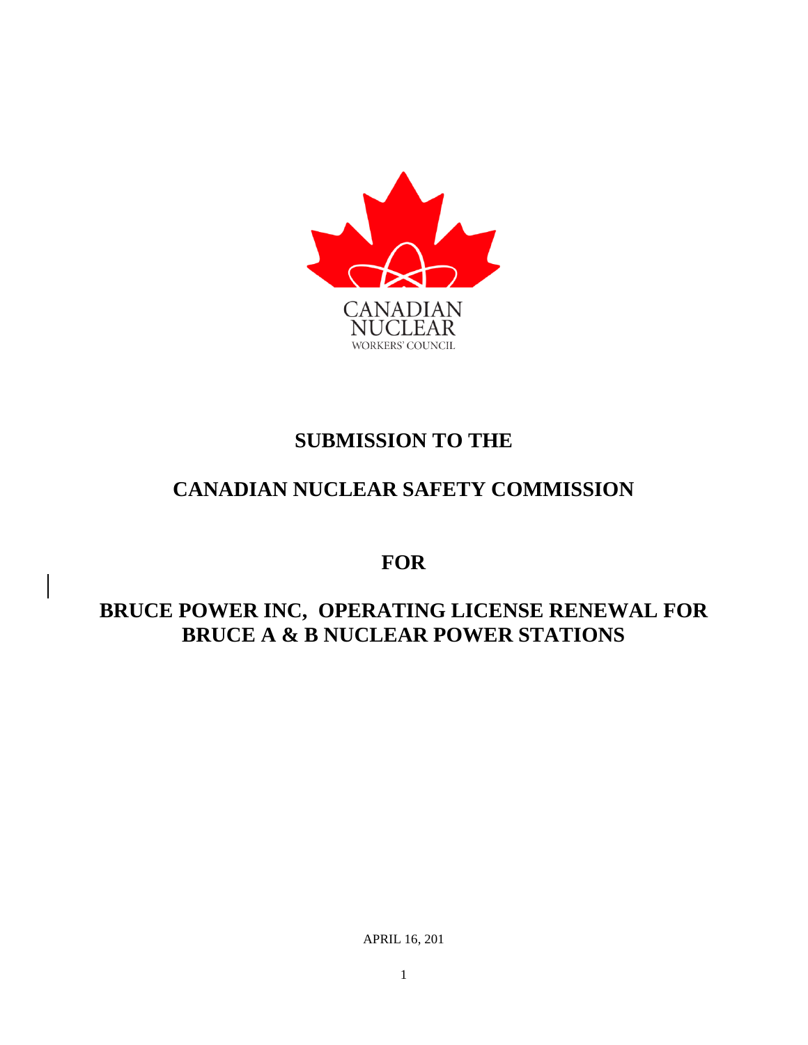CANADIAN NUCLEAR WORKERS' COUNCIL

# SUBMISSION TO THE

# CANADIAN NUCLEAR SAFETY COMMISSION

# FOR

# BRUCE POWER INC, OPERATING LICENSE RENEWAL FOR BRUCE A & B NUCLEAR POWER STATIONS

APRIL 16, 201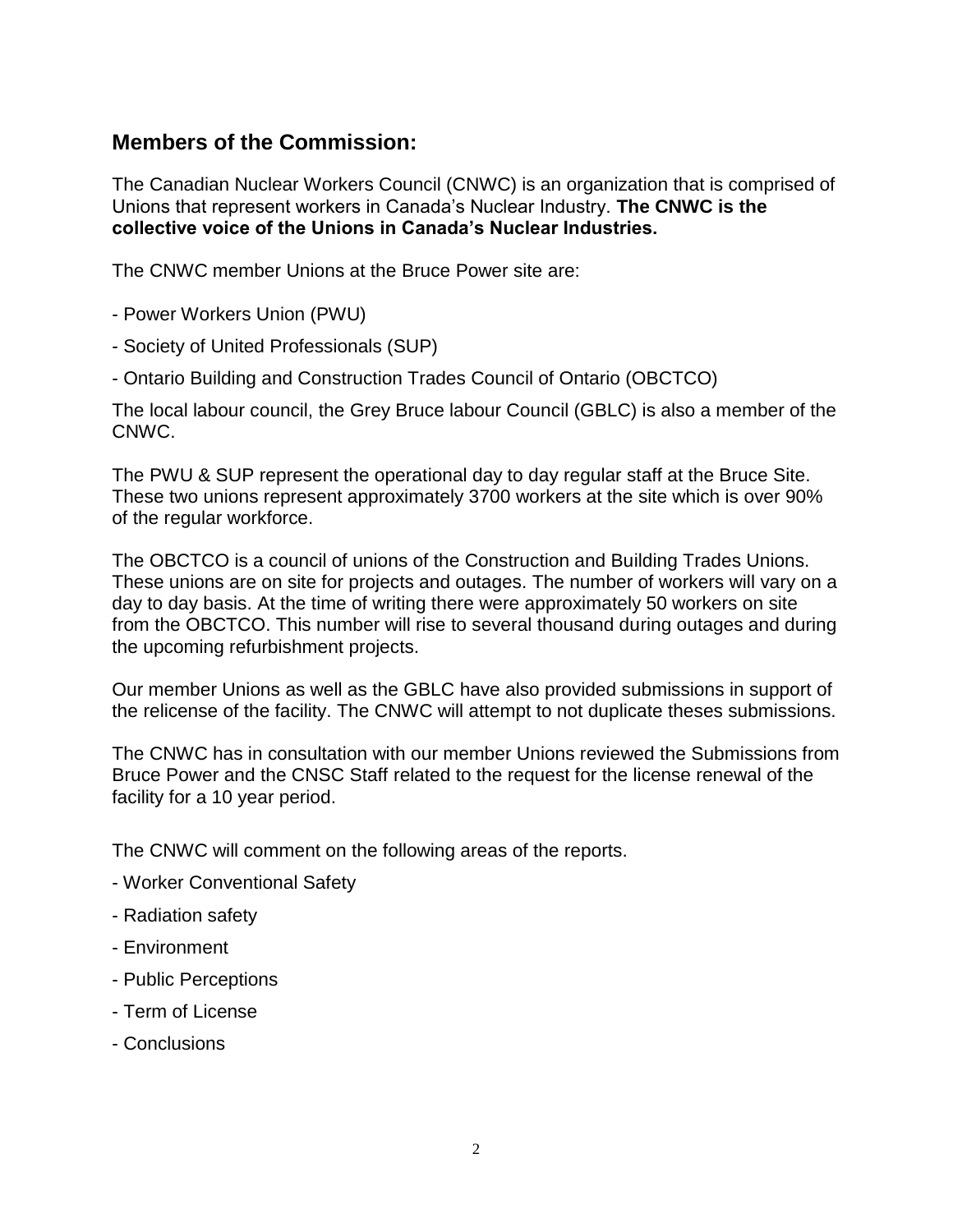## Members of the Commission:

The Canadian Nuclear Workers Council (CNWC) is an organization that is comprised of Unions that represent workers in Canada's Nuclear Industry. **The CNWC is the collective voice of the Unions in Canada's Nuclear Industries.**

The CNWC member Unions at the Bruce Power site are:

- Power Workers Union (PWU)
- Society of United Professionals (SUP)
- Ontario Building and Construction Trades Council of Ontario (OBCTCO)

The local labour council, the Grey Bruce labour Council (GBLC) is also a member of the CNWC.

The PWU & SUP represent the operational day to day regular staff at the Bruce Site. These two unions represent approximately 3700 workers at the site which is over 90% of the regular workforce.

The OBCTCO is a council of unions of the Construction and Building Trades Unions. These unions are on site for projects and outages. The number of workers will vary on a day to day basis. At the time of writing there were approximately 50 workers on site from the OBCTCO. This number will rise to several thousand during outages and during the upcoming refurbishment projects.

Our member Unions as well as the GBLC have also provided submissions in support of the relicense of the facility. The CNWC will attempt to not duplicate theses submissions.

The CNWC has in consultation with our member Unions reviewed the Submissions from Bruce Power and the CNSC Staff related to the request for the license renewal of the facility for a 10 year period.

The CNWC will comment on the following areas of the reports.

- Worker Conventional Safety
- Radiation safety
- Environment
- Public Perceptions
- Term of License
- Conclusions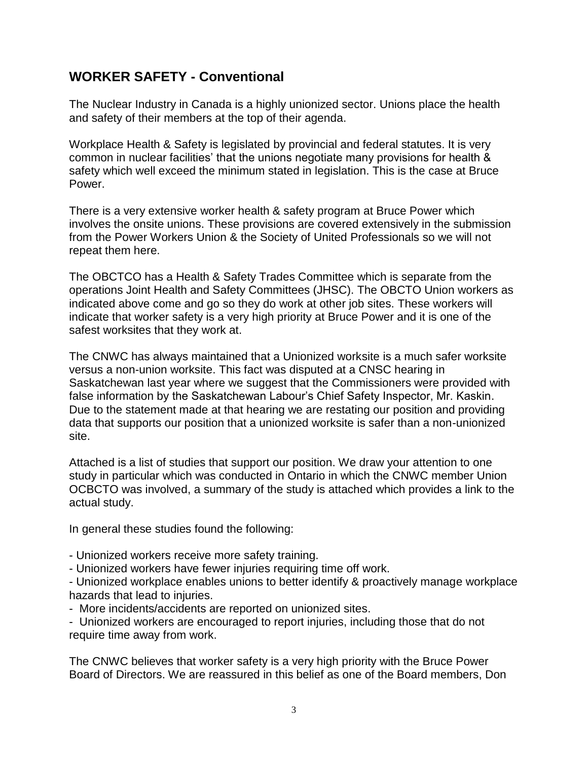## WORKER SAFETY - Conventional

The Nuclear Industry in Canada is a highly unionized sector. Unions place the health and safety of their members at the top of their agenda.

Workplace Health & Safety is legislated by provincial and federal statutes. It is very common in nuclear facilities' that the unions negotiate many provisions for health & safety which well exceed the minimum stated in legislation. This is the case at Bruce Power.

There is a very extensive worker health & safety program at Bruce Power which involves the onsite unions. These provisions are covered extensively in the submission from the Power Workers Union & the Society of United Professionals so we will not repeat them here.

The OBCTCO has a Health & Safety Trades Committee which is separate from the operations Joint Health and Safety Committees (JHSC). The OBCTO Union workers as indicated above come and go so they do work at other job sites. These workers will indicate that worker safety is a very high priority at Bruce Power and it is one of the safest worksites that they work at.

The CNWC has always maintained that a Unionized worksite is a much safer worksite versus a non-union worksite. This fact was disputed at a CNSC hearing in Saskatchewan last year where we suggest that the Commissioners were provided with false information by the Saskatchewan Labour's Chief Safety Inspector, Mr. Kaskin. Due to the statement made at that hearing we are restating our position and providing data that supports our position that a unionized worksite is safer than a non-unionized site.

Attached is a list of studies that support our position. We draw your attention to one study in particular which was conducted in Ontario in which the CNWC member Union OCBCTO was involved, a summary of the study is attached which provides a link to the actual study.

In general these studies found the following:

- Unionized workers receive more safety training.
- Unionized workers have fewer injuries requiring time off work.
- Unionized workplace enables unions to better identify & proactively manage workplace hazards that lead to injuries.
- More incidents/accidents are reported on unionized sites.
- Unionized workers are encouraged to report injuries, including those that do not require time away from work.

The CNWC believes that worker safety is a very high priority with the Bruce Power Board of Directors. We are reassured in this belief as one of the Board members, Don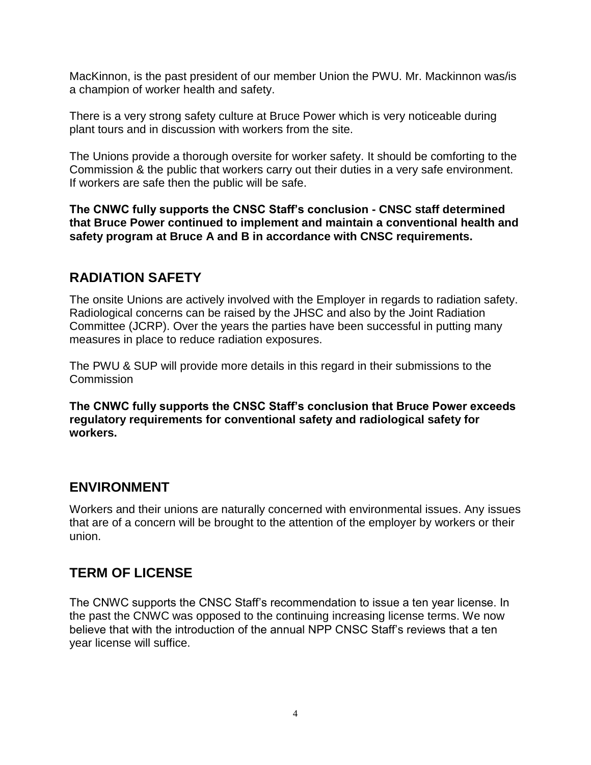MacKinnon, is the past president of our member Union the PWU. Mr. Mackinnon was/is a champion of worker health and safety.

There is a very strong safety culture at Bruce Power which is very noticeable during plant tours and in discussion with workers from the site.

The Unions provide a thorough oversite for worker safety. It should be comforting to the Commission & the public that workers carry out their duties in a very safe environment. If workers are safe then the public will be safe.

**The CNWC fully supports the CNSC Staff's conclusion - CNSC staff determined that Bruce Power continued to implement and maintain a conventional health and safety program at Bruce A and B in accordance with CNSC requirements.**

## RADIATION SAFETY

The onsite Unions are actively involved with the Employer in regards to radiation safety. Radiological concerns can be raised by the JHSC and also by the Joint Radiation Committee (JCRP). Over the years the parties have been successful in putting many measures in place to reduce radiation exposures.

The PWU & SUP will provide more details in this regard in their submissions to the Commission

**The CNWC fully supports the CNSC Staff's conclusion that Bruce Power exceeds regulatory requirements for conventional safety and radiological safety for workers.**

## ENVIRONMENT

Workers and their unions are naturally concerned with environmental issues. Any issues that are of a concern will be brought to the attention of the employer by workers or their union.

## TERM OF LICENSE

The CNWC supports the CNSC Staff's recommendation to issue a ten year license. In the past the CNWC was opposed to the continuing increasing license terms. We now believe that with the introduction of the annual NPP CNSC Staff's reviews that a ten year license will suffice.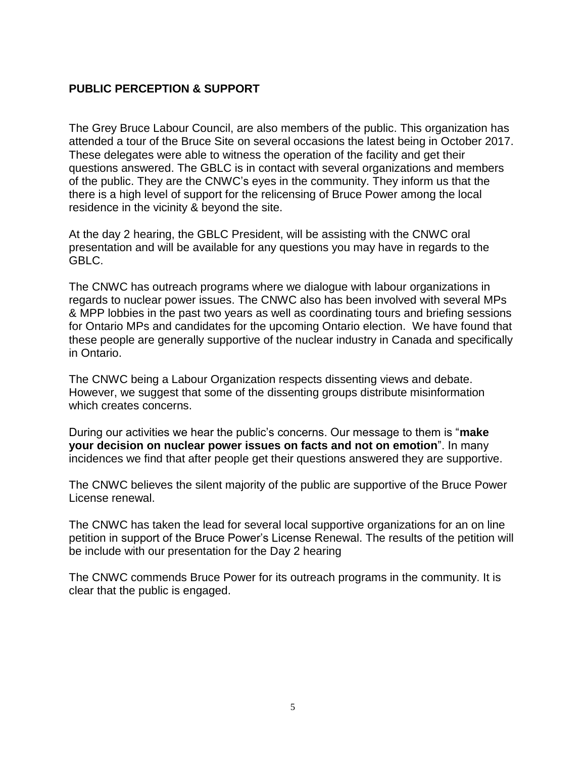## PUBLIC PERCEPTION & SUPPORT

The Grey Bruce Labour Council, are also members of the public. This organization has attended a tour of the Bruce Site on several occasions the latest being in October 2017. These delegates were able to witness the operation of the facility and get their questions answered. The GBLC is in contact with several organizations and members of the public. They are the CNWC's eyes in the community. They inform us that the there is a high level of support for the relicensing of Bruce Power among the local residence in the vicinity & beyond the site.

At the day 2 hearing, the GBLC President, will be assisting with the CNWC oral presentation and will be available for any questions you may have in regards to the GBLC.

The CNWC has outreach programs where we dialogue with labour organizations in regards to nuclear power issues. The CNWC also has been involved with several MPs & MPP lobbies in the past two years as well as coordinating tours and briefing sessions for Ontario MPs and candidates for the upcoming Ontario election. We have found that these people are generally supportive of the nuclear industry in Canada and specifically in Ontario.

The CNWC being a Labour Organization respects dissenting views and debate. However, we suggest that some of the dissenting groups distribute misinformation which creates concerns.

During our activities we hear the public's concerns. Our message to them is "**make your decision on nuclear power issues on facts and not on emotion**". In many incidences we find that after people get their questions answered they are supportive.

The CNWC believes the silent majority of the public are supportive of the Bruce Power License renewal.

The CNWC has taken the lead for several local supportive organizations for an on line petition in support of the Bruce Power's License Renewal. The results of the petition will be include with our presentation for the Day 2 hearing

The CNWC commends Bruce Power for its outreach programs in the community. It is clear that the public is engaged.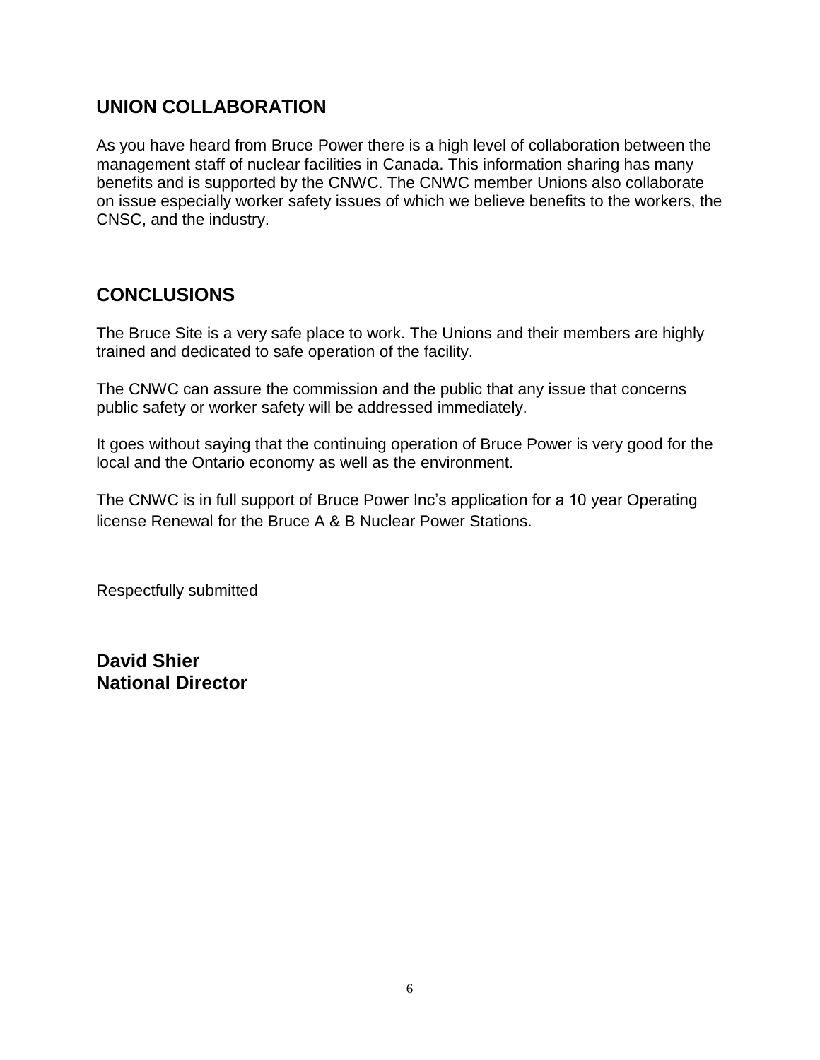## UNION COLLABORATION

As you have heard from Bruce Power there is a high level of collaboration between the management staff of nuclear facilities in Canada. This information sharing has many benefits and is supported by the CNWC. The CNWC member Unions also collaborate on issue especially worker safety issues of which we believe benefits to the workers, the CNSC, and the industry.

## CONCLUSIONS

The Bruce Site is a very safe place to work. The Unions and their members are highly trained and dedicated to safe operation of the facility.

The CNWC can assure the commission and the public that any issue that concerns public safety or worker safety will be addressed immediately.

It goes without saying that the continuing operation of Bruce Power is very good for the local and the Ontario economy as well as the environment.

The CNWC is in full support of Bruce Power Inc's application for a 10 year Operating license Renewal for the Bruce A & B Nuclear Power Stations.

Respectfully submitted

**David Shier**
**National Director**